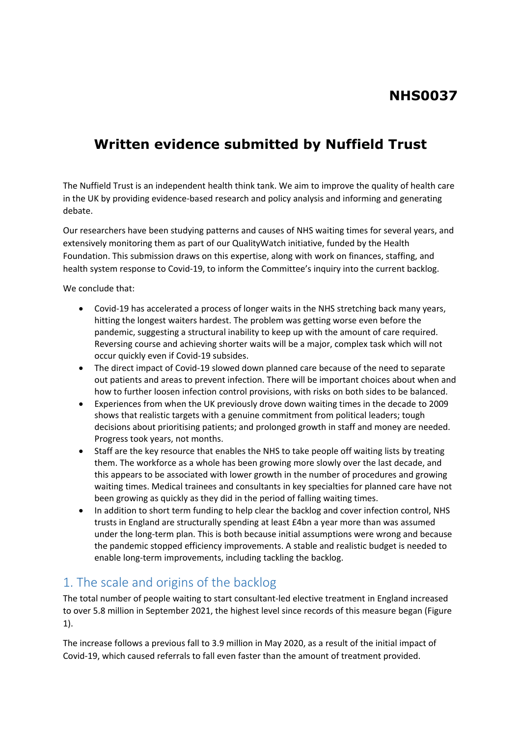**NHS0037**

# Written evidence submitted by Nuffield Trust

The Nuffield Trust is an independent health think tank. We aim to improve the quality of health care in the UK by providing evidence-based research and policy analysis and informing and generating debate.

Our researchers have been studying patterns and causes of NHS waiting times for several years, and extensively monitoring them as part of our QualityWatch initiative, funded by the Health Foundation. This submission draws on this expertise, along with work on finances, staffing, and health system response to Covid-19, to inform the Committee's inquiry into the current backlog.

We conclude that:

- Covid-19 has accelerated a process of longer waits in the NHS stretching back many years, hitting the longest waiters hardest. The problem was getting worse even before the pandemic, suggesting a structural inability to keep up with the amount of care required. Reversing course and achieving shorter waits will be a major, complex task which will not occur quickly even if Covid-19 subsides.
- The direct impact of Covid-19 slowed down planned care because of the need to separate out patients and areas to prevent infection. There will be important choices about when and how to further loosen infection control provisions, with risks on both sides to be balanced.
- Experiences from when the UK previously drove down waiting times in the decade to 2009 shows that realistic targets with a genuine commitment from political leaders; tough decisions about prioritising patients; and prolonged growth in staff and money are needed. Progress took years, not months.
- Staff are the key resource that enables the NHS to take people off waiting lists by treating them. The workforce as a whole has been growing more slowly over the last decade, and this appears to be associated with lower growth in the number of procedures and growing waiting times. Medical trainees and consultants in key specialties for planned care have not been growing as quickly as they did in the period of falling waiting times.
- In addition to short term funding to help clear the backlog and cover infection control, NHS trusts in England are structurally spending at least £4bn a year more than was assumed under the long-term plan. This is both because initial assumptions were wrong and because the pandemic stopped efficiency improvements. A stable and realistic budget is needed to enable long-term improvements, including tackling the backlog.

## 1. The scale and origins of the backlog

The total number of people waiting to start consultant-led elective treatment in England increased to over 5.8 million in September 2021, the highest level since records of this measure began (Figure 1).

The increase follows a previous fall to 3.9 million in May 2020, as a result of the initial impact of Covid-19, which caused referrals to fall even faster than the amount of treatment provided.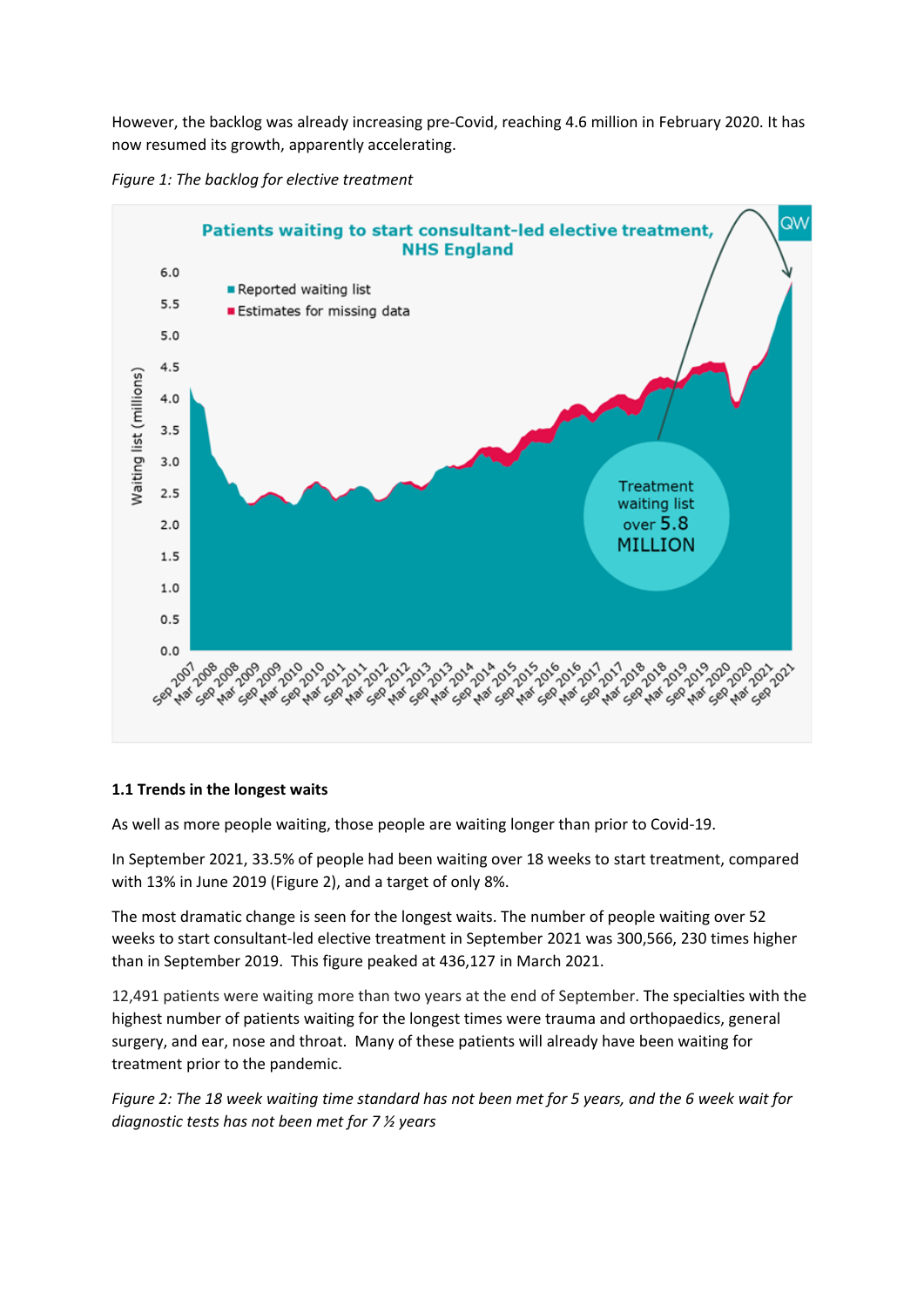However, the backlog was already increasing pre-Covid, reaching 4.6 million in February 2020. It has now resumed its growth, apparently accelerating.

*Figure 1: The backlog for elective treatment*

### 1.1 Trends in the longest waits

As well as more people waiting, those people are waiting longer than prior to Covid-19.

In September 2021, 33.5% of people had been waiting over 18 weeks to start treatment, compared with 13% in June 2019 (Figure 2), and a target of only 8%.

The most dramatic change is seen for the longest waits. The number of people waiting over 52 weeks to start consultant-led elective treatment in September 2021 was 300,566, 230 times higher than in September 2019. This figure peaked at 436,127 in March 2021.

12,491 patients were waiting more than two years at the end of September. The specialties with the highest number of patients waiting for the longest times were trauma and orthopaedics, general surgery, and ear, nose and throat. Many of these patients will already have been waiting for treatment prior to the pandemic.

*Figure 2: The 18 week waiting time standard has not been met for 5 years, and the 6 week wait for diagnostic tests has not been met for 7 ½ years*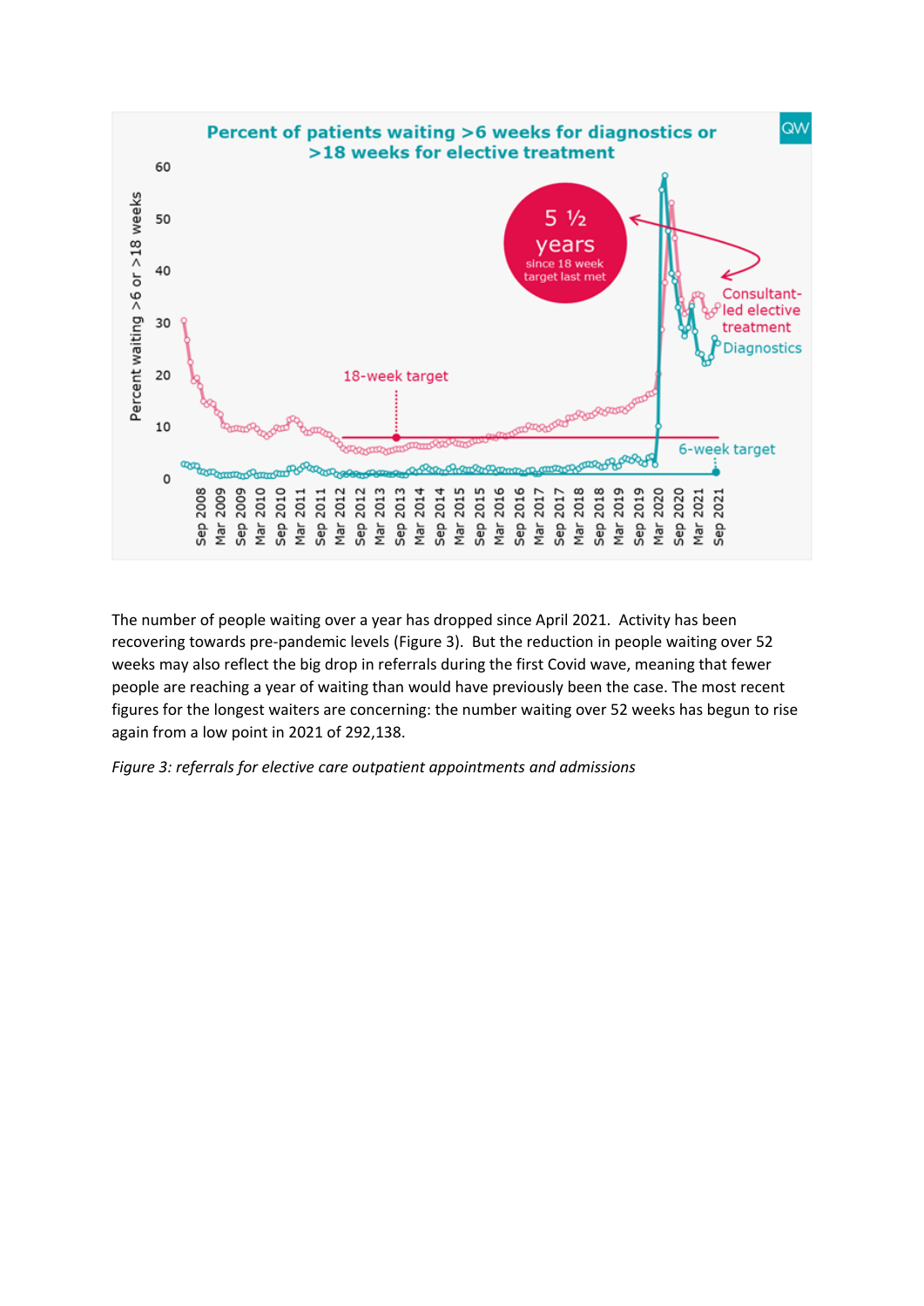The number of people waiting over a year has dropped since April 2021. Activity has been recovering towards pre-pandemic levels (Figure 3). But the reduction in people waiting over 52 weeks may also reflect the big drop in referrals during the first Covid wave, meaning that fewer people are reaching a year of waiting than would have previously been the case. The most recent figures for the longest waiters are concerning: the number waiting over 52 weeks has begun to rise again from a low point in 2021 of 292,138.

*Figure 3: referrals for elective care outpatient appointments and admissions*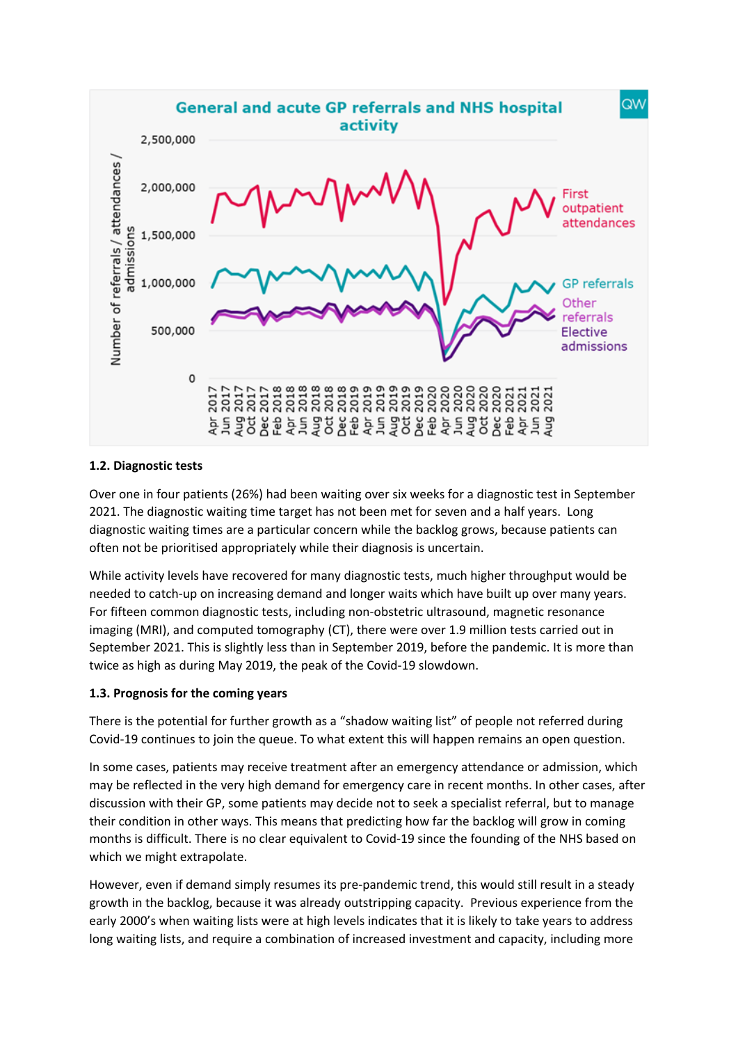### 1.2. Diagnostic tests

Over one in four patients (26%) had been waiting over six weeks for a diagnostic test in September 2021. The diagnostic waiting time target has not been met for seven and a half years. Long diagnostic waiting times are a particular concern while the backlog grows, because patients can often not be prioritised appropriately while their diagnosis is uncertain.

While activity levels have recovered for many diagnostic tests, much higher throughput would be needed to catch-up on increasing demand and longer waits which have built up over many years. For fifteen common diagnostic tests, including non-obstetric ultrasound, magnetic resonance imaging (MRI), and computed tomography (CT), there were over 1.9 million tests carried out in September 2021. This is slightly less than in September 2019, before the pandemic. It is more than twice as high as during May 2019, the peak of the Covid-19 slowdown.

### 1.3. Prognosis for the coming years

There is the potential for further growth as a "shadow waiting list" of people not referred during Covid-19 continues to join the queue. To what extent this will happen remains an open question.

In some cases, patients may receive treatment after an emergency attendance or admission, which may be reflected in the very high demand for emergency care in recent months. In other cases, after discussion with their GP, some patients may decide not to seek a specialist referral, but to manage their condition in other ways. This means that predicting how far the backlog will grow in coming months is difficult. There is no clear equivalent to Covid-19 since the founding of the NHS based on which we might extrapolate.

However, even if demand simply resumes its pre-pandemic trend, this would still result in a steady growth in the backlog, because it was already outstripping capacity. Previous experience from the early 2000's when waiting lists were at high levels indicates that it is likely to take years to address long waiting lists, and require a combination of increased investment and capacity, including more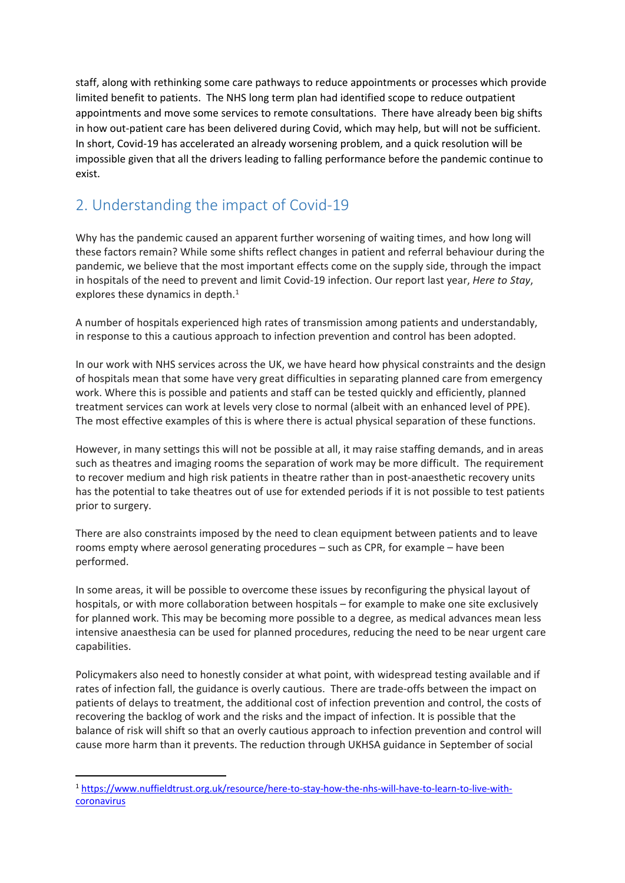staff, along with rethinking some care pathways to reduce appointments or processes which provide limited benefit to patients. The NHS long term plan had identified scope to reduce outpatient appointments and move some services to remote consultations. There have already been big shifts in how out-patient care has been delivered during Covid, which may help, but will not be sufficient. In short, Covid-19 has accelerated an already worsening problem, and a quick resolution will be impossible given that all the drivers leading to falling performance before the pandemic continue to exist.

## 2. Understanding the impact of Covid-19

Why has the pandemic caused an apparent further worsening of waiting times, and how long will these factors remain? While some shifts reflect changes in patient and referral behaviour during the pandemic, we believe that the most important effects come on the supply side, through the impact in hospitals of the need to prevent and limit Covid-19 infection. Our report last year, *Here to Stay*, explores these dynamics in depth.[1]

A number of hospitals experienced high rates of transmission among patients and understandably, in response to this a cautious approach to infection prevention and control has been adopted.

In our work with NHS services across the UK, we have heard how physical constraints and the design of hospitals mean that some have very great difficulties in separating planned care from emergency work. Where this is possible and patients and staff can be tested quickly and efficiently, planned treatment services can work at levels very close to normal (albeit with an enhanced level of PPE). The most effective examples of this is where there is actual physical separation of these functions.

However, in many settings this will not be possible at all, it may raise staffing demands, and in areas such as theatres and imaging rooms the separation of work may be more difficult. The requirement to recover medium and high risk patients in theatre rather than in post-anaesthetic recovery units has the potential to take theatres out of use for extended periods if it is not possible to test patients prior to surgery.

There are also constraints imposed by the need to clean equipment between patients and to leave rooms empty where aerosol generating procedures – such as CPR, for example – have been performed.

In some areas, it will be possible to overcome these issues by reconfiguring the physical layout of hospitals, or with more collaboration between hospitals – for example to make one site exclusively for planned work. This may be becoming more possible to a degree, as medical advances mean less intensive anaesthesia can be used for planned procedures, reducing the need to be near urgent care capabilities.

Policymakers also need to honestly consider at what point, with widespread testing available and if rates of infection fall, the guidance is overly cautious. There are trade-offs between the impact on patients of delays to treatment, the additional cost of infection prevention and control, the costs of recovering the backlog of work and the risks and the impact of infection. It is possible that the balance of risk will shift so that an overly cautious approach to infection prevention and control will cause more harm than it prevents. The reduction through UKHSA guidance in September of social

[1] https://www.nuffieldtrust.org.uk/resource/here-to-stay-how-the-nhs-will-have-to-learn-to-live-with-coronavirus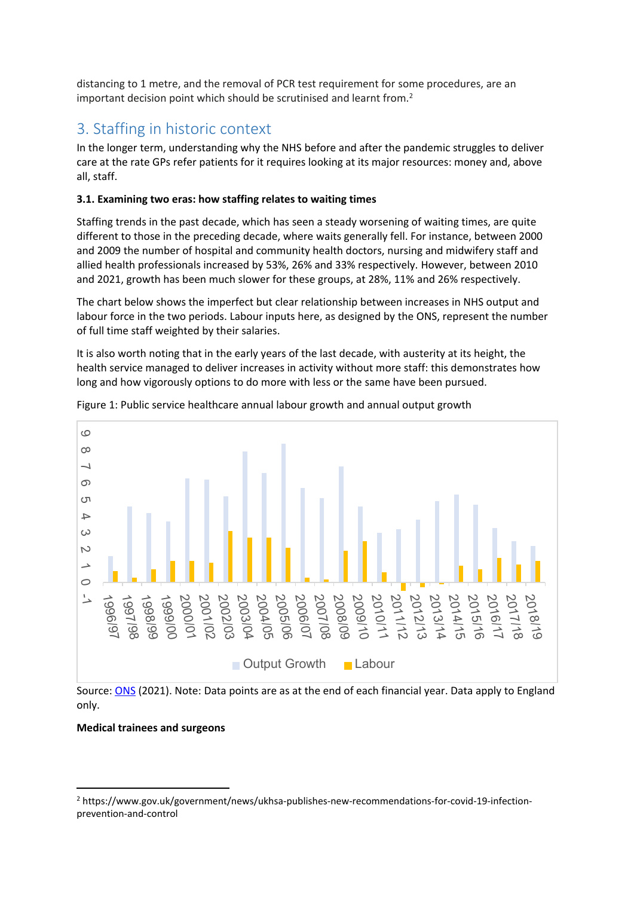distancing to 1 metre, and the removal of PCR test requirement for some procedures, are an important decision point which should be scrutinised and learnt from.[2]

## 3. Staffing in historic context

In the longer term, understanding why the NHS before and after the pandemic struggles to deliver care at the rate GPs refer patients for it requires looking at its major resources: money and, above all, staff.

**3.1. Examining two eras: how staffing relates to waiting times**

Staffing trends in the past decade, which has seen a steady worsening of waiting times, are quite different to those in the preceding decade, where waits generally fell. For instance, between 2000 and 2009 the number of hospital and community health doctors, nursing and midwifery staff and allied health professionals increased by 53%, 26% and 33% respectively. However, between 2010 and 2021, growth has been much slower for these groups, at 28%, 11% and 26% respectively.

The chart below shows the imperfect but clear relationship between increases in NHS output and labour force in the two periods. Labour inputs here, as designed by the ONS, represent the number of full time staff weighted by their salaries.

It is also worth noting that in the early years of the last decade, with austerity at its height, the health service managed to deliver increases in activity without more staff: this demonstrates how long and how vigorously options to do more with less or the same have been pursued.

Figure 1: Public service healthcare annual labour growth and annual output growth

Source: ONS (2021). Note: Data points are as at the end of each financial year. Data apply to England only.

**Medical trainees and surgeons**

---

[2] https://www.gov.uk/government/news/ukhsa-publishes-new-recommendations-for-covid-19-infection-prevention-and-control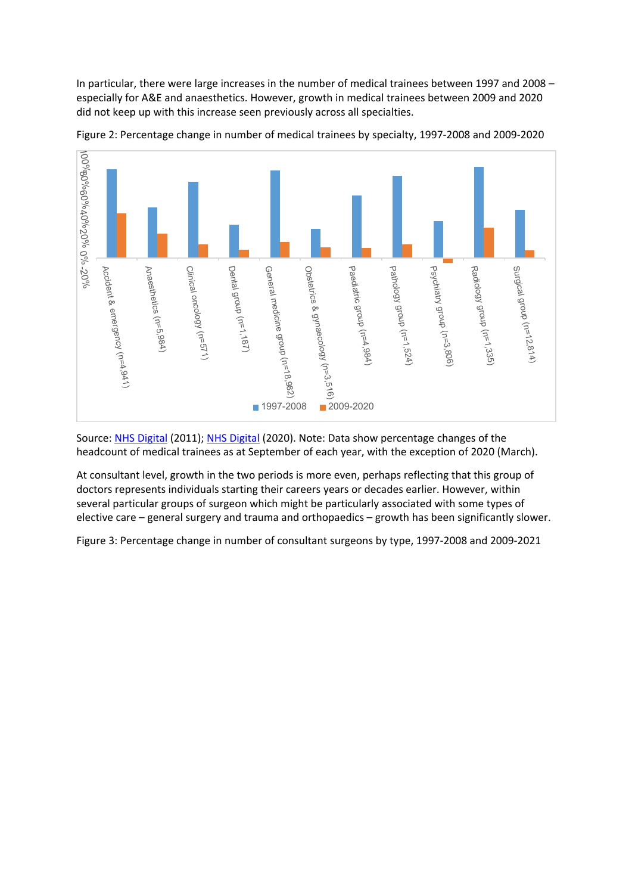In particular, there were large increases in the number of medical trainees between 1997 and 2008 – especially for A&E and anaesthetics. However, growth in medical trainees between 2009 and 2020 did not keep up with this increase seen previously across all specialties.

Figure 2: Percentage change in number of medical trainees by specialty, 1997-2008 and 2009-2020

Source: [NHS Digital](#) (2011); [NHS Digital](#) (2020). Note: Data show percentage changes of the headcount of medical trainees as at September of each year, with the exception of 2020 (March).

At consultant level, growth in the two periods is more even, perhaps reflecting that this group of doctors represents individuals starting their careers years or decades earlier. However, within several particular groups of surgeon which might be particularly associated with some types of elective care – general surgery and trauma and orthopaedics – growth has been significantly slower.

Figure 3: Percentage change in number of consultant surgeons by type, 1997-2008 and 2009-2021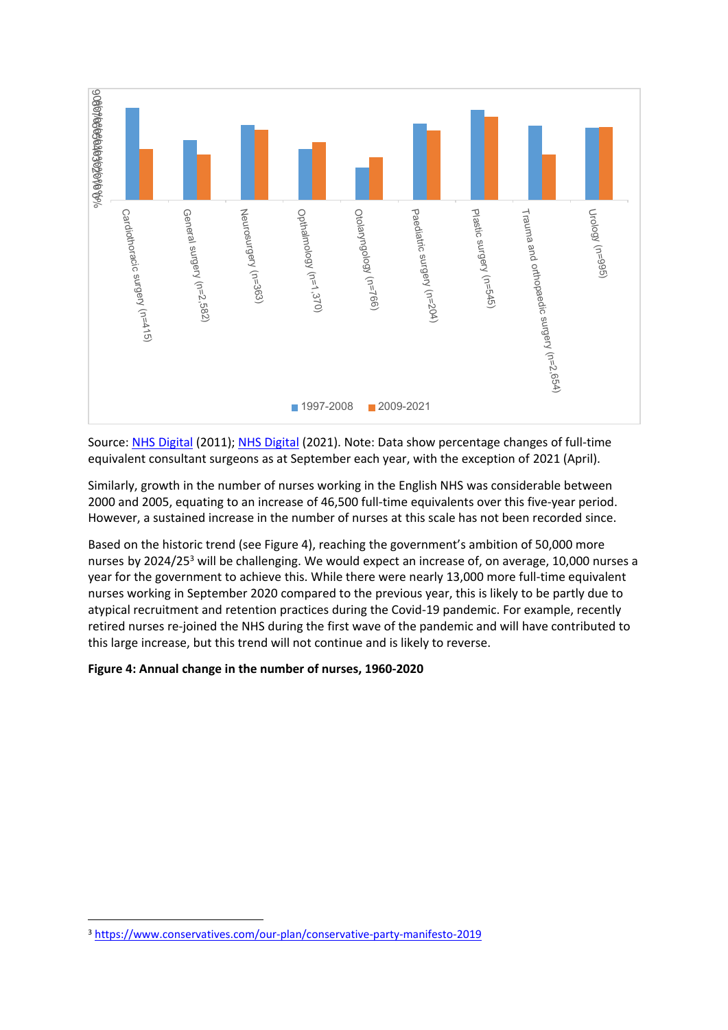Source: NHS Digital (2011); NHS Digital (2021). Note: Data show percentage changes of full-time equivalent consultant surgeons as at September each year, with the exception of 2021 (April).

Similarly, growth in the number of nurses working in the English NHS was considerable between 2000 and 2005, equating to an increase of 46,500 full-time equivalents over this five-year period. However, a sustained increase in the number of nurses at this scale has not been recorded since.

Based on the historic trend (see Figure 4), reaching the government's ambition of 50,000 more nurses by 2024/25[3] will be challenging. We would expect an increase of, on average, 10,000 nurses a year for the government to achieve this. While there were nearly 13,000 more full-time equivalent nurses working in September 2020 compared to the previous year, this is likely to be partly due to atypical recruitment and retention practices during the Covid-19 pandemic. For example, recently retired nurses re-joined the NHS during the first wave of the pandemic and will have contributed to this large increase, but this trend will not continue and is likely to reverse.

**Figure 4: Annual change in the number of nurses, 1960-2020**

[3] https://www.conservatives.com/our-plan/conservative-party-manifesto-2019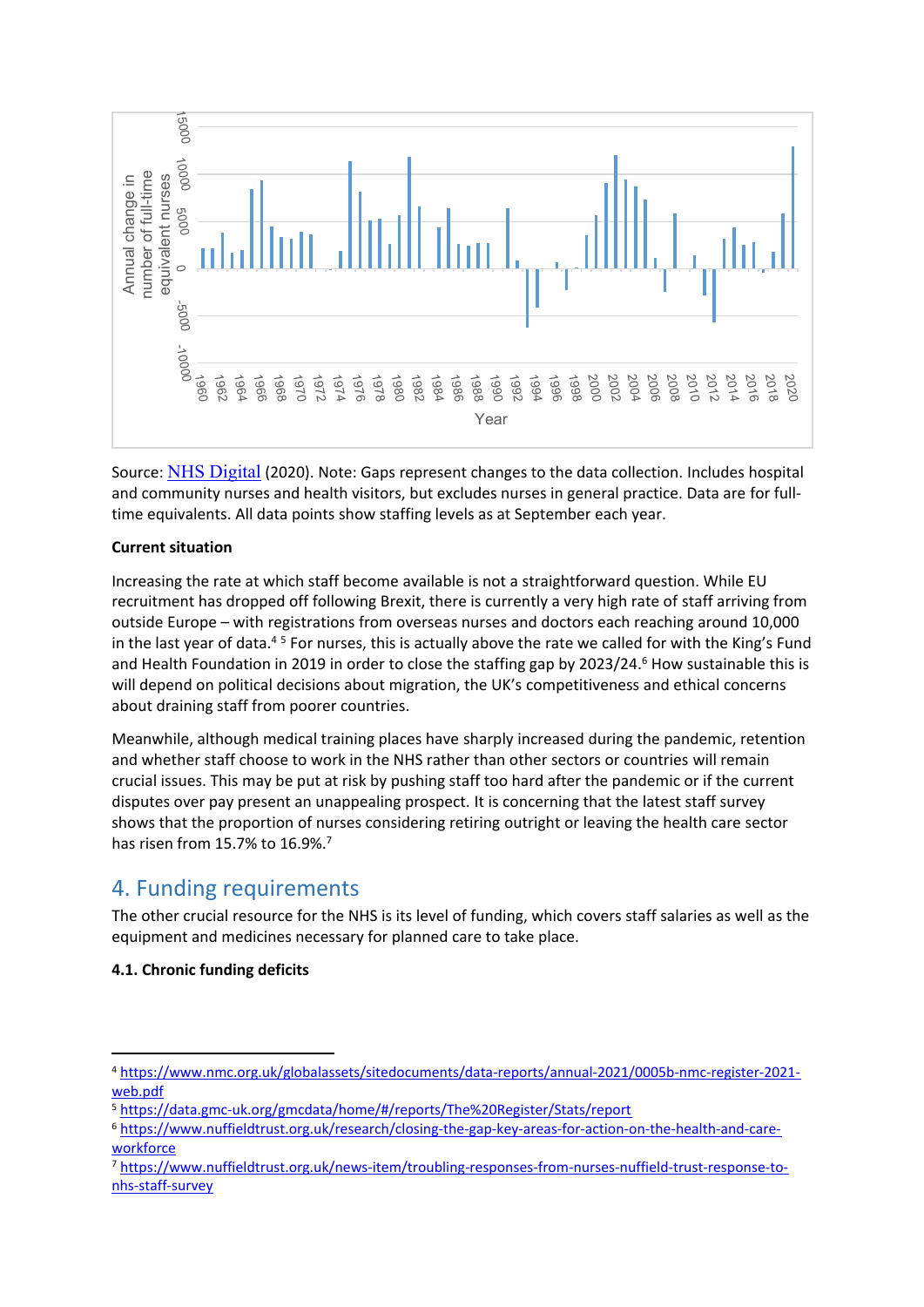Source: NHS Digital (2020). Note: Gaps represent changes to the data collection. Includes hospital and community nurses and health visitors, but excludes nurses in general practice. Data are for full-time equivalents. All data points show staffing levels as at September each year.

**Current situation**

Increasing the rate at which staff become available is not a straightforward question. While EU recruitment has dropped off following Brexit, there is currently a very high rate of staff arriving from outside Europe – with registrations from overseas nurses and doctors each reaching around 10,000 in the last year of data.[4] [5] For nurses, this is actually above the rate we called for with the King's Fund and Health Foundation in 2019 in order to close the staffing gap by 2023/24.[6] How sustainable this is will depend on political decisions about migration, the UK's competitiveness and ethical concerns about draining staff from poorer countries.

Meanwhile, although medical training places have sharply increased during the pandemic, retention and whether staff choose to work in the NHS rather than other sectors or countries will remain crucial issues. This may be put at risk by pushing staff too hard after the pandemic or if the current disputes over pay present an unappealing prospect. It is concerning that the latest staff survey shows that the proportion of nurses considering retiring outright or leaving the health care sector has risen from 15.7% to 16.9%.[7]

## 4. Funding requirements

The other crucial resource for the NHS is its level of funding, which covers staff salaries as well as the equipment and medicines necessary for planned care to take place.

### 4.1. Chronic funding deficits

---

[4] https://www.nmc.org.uk/globalassets/sitedocuments/data-reports/annual-2021/0005b-nmc-register-2021-web.pdf

[5] https://data.gmc-uk.org/gmcdata/home/#/reports/The%20Register/Stats/report

[6] https://www.nuffieldtrust.org.uk/research/closing-the-gap-key-areas-for-action-on-the-health-and-care-workforce

[7] https://www.nuffieldtrust.org.uk/news-item/troubling-responses-from-nurses-nuffield-trust-response-to-nhs-staff-survey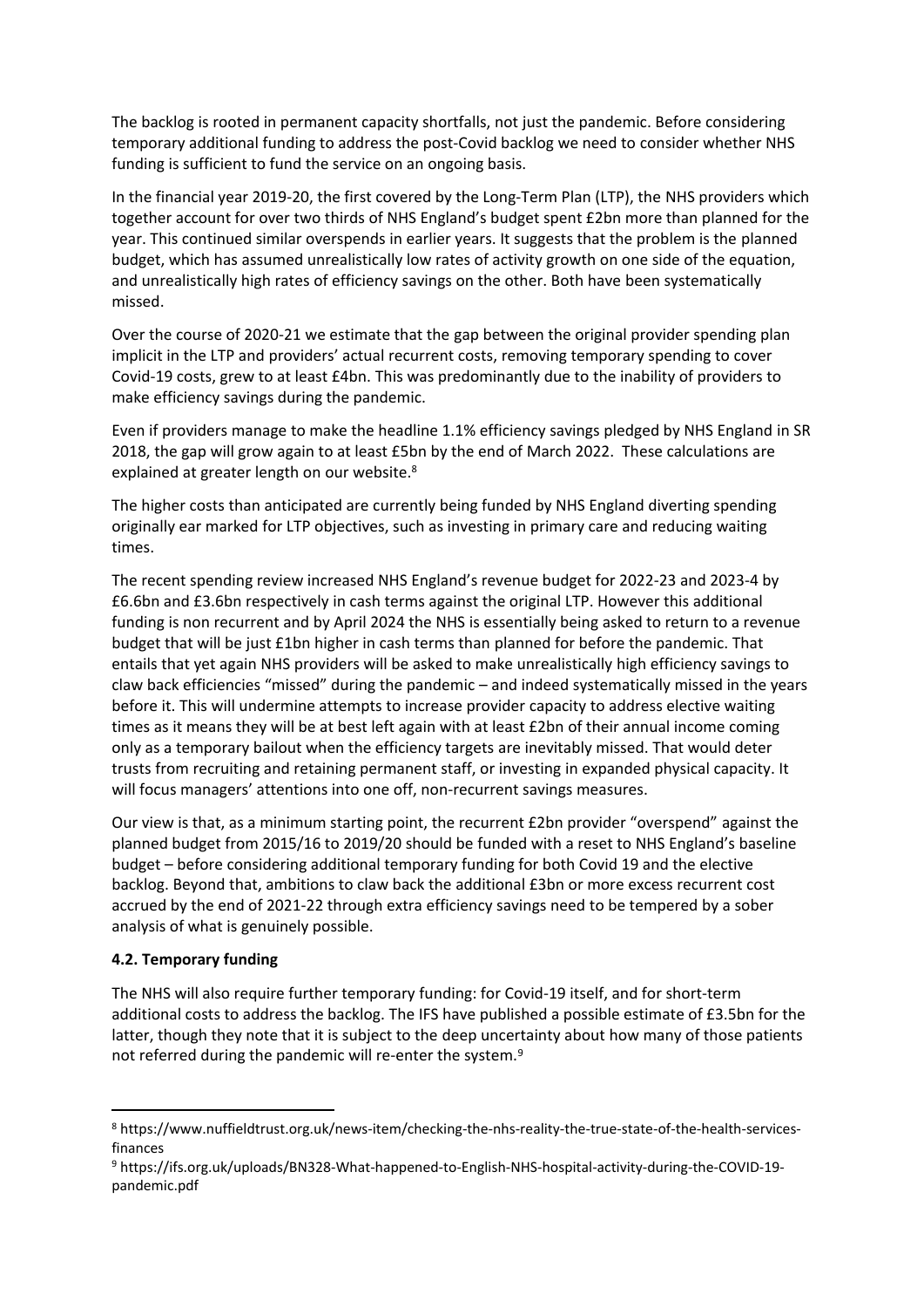The backlog is rooted in permanent capacity shortfalls, not just the pandemic. Before considering temporary additional funding to address the post-Covid backlog we need to consider whether NHS funding is sufficient to fund the service on an ongoing basis.

In the financial year 2019-20, the first covered by the Long-Term Plan (LTP), the NHS providers which together account for over two thirds of NHS England's budget spent £2bn more than planned for the year. This continued similar overspends in earlier years. It suggests that the problem is the planned budget, which has assumed unrealistically low rates of activity growth on one side of the equation, and unrealistically high rates of efficiency savings on the other. Both have been systematically missed.

Over the course of 2020-21 we estimate that the gap between the original provider spending plan implicit in the LTP and providers' actual recurrent costs, removing temporary spending to cover Covid-19 costs, grew to at least £4bn. This was predominantly due to the inability of providers to make efficiency savings during the pandemic.

Even if providers manage to make the headline 1.1% efficiency savings pledged by NHS England in SR 2018, the gap will grow again to at least £5bn by the end of March 2022. These calculations are explained at greater length on our website.[8]

The higher costs than anticipated are currently being funded by NHS England diverting spending originally ear marked for LTP objectives, such as investing in primary care and reducing waiting times.

The recent spending review increased NHS England's revenue budget for 2022-23 and 2023-4 by £6.6bn and £3.6bn respectively in cash terms against the original LTP. However this additional funding is non recurrent and by April 2024 the NHS is essentially being asked to return to a revenue budget that will be just £1bn higher in cash terms than planned for before the pandemic. That entails that yet again NHS providers will be asked to make unrealistically high efficiency savings to claw back efficiencies "missed" during the pandemic – and indeed systematically missed in the years before it. This will undermine attempts to increase provider capacity to address elective waiting times as it means they will be at best left again with at least £2bn of their annual income coming only as a temporary bailout when the efficiency targets are inevitably missed. That would deter trusts from recruiting and retaining permanent staff, or investing in expanded physical capacity. It will focus managers' attentions into one off, non-recurrent savings measures.

Our view is that, as a minimum starting point, the recurrent £2bn provider "overspend" against the planned budget from 2015/16 to 2019/20 should be funded with a reset to NHS England's baseline budget – before considering additional temporary funding for both Covid 19 and the elective backlog. Beyond that, ambitions to claw back the additional £3bn or more excess recurrent cost accrued by the end of 2021-22 through extra efficiency savings need to be tempered by a sober analysis of what is genuinely possible.

**4.2. Temporary funding**

The NHS will also require further temporary funding: for Covid-19 itself, and for short-term additional costs to address the backlog. The IFS have published a possible estimate of £3.5bn for the latter, though they note that it is subject to the deep uncertainty about how many of those patients not referred during the pandemic will re-enter the system.[9]

---

[8] https://www.nuffieldtrust.org.uk/news-item/checking-the-nhs-reality-the-true-state-of-the-health-services-finances

[9] https://ifs.org.uk/uploads/BN328-What-happened-to-English-NHS-hospital-activity-during-the-COVID-19-pandemic.pdf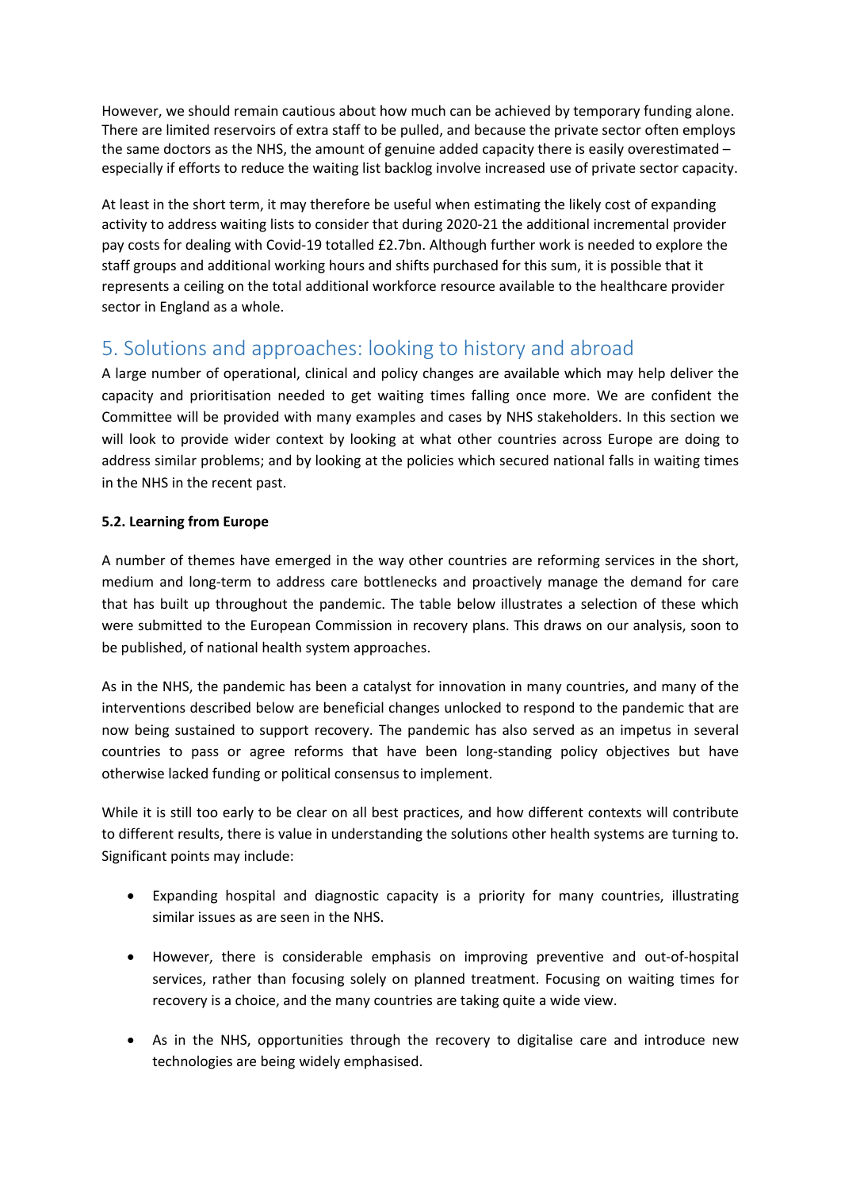However, we should remain cautious about how much can be achieved by temporary funding alone. There are limited reservoirs of extra staff to be pulled, and because the private sector often employs the same doctors as the NHS, the amount of genuine added capacity there is easily overestimated – especially if efforts to reduce the waiting list backlog involve increased use of private sector capacity.

At least in the short term, it may therefore be useful when estimating the likely cost of expanding activity to address waiting lists to consider that during 2020-21 the additional incremental provider pay costs for dealing with Covid-19 totalled £2.7bn. Although further work is needed to explore the staff groups and additional working hours and shifts purchased for this sum, it is possible that it represents a ceiling on the total additional workforce resource available to the healthcare provider sector in England as a whole.

## 5. Solutions and approaches: looking to history and abroad

A large number of operational, clinical and policy changes are available which may help deliver the capacity and prioritisation needed to get waiting times falling once more. We are confident the Committee will be provided with many examples and cases by NHS stakeholders. In this section we will look to provide wider context by looking at what other countries across Europe are doing to address similar problems; and by looking at the policies which secured national falls in waiting times in the NHS in the recent past.

**5.2. Learning from Europe**

A number of themes have emerged in the way other countries are reforming services in the short, medium and long-term to address care bottlenecks and proactively manage the demand for care that has built up throughout the pandemic. The table below illustrates a selection of these which were submitted to the European Commission in recovery plans. This draws on our analysis, soon to be published, of national health system approaches.

As in the NHS, the pandemic has been a catalyst for innovation in many countries, and many of the interventions described below are beneficial changes unlocked to respond to the pandemic that are now being sustained to support recovery. The pandemic has also served as an impetus in several countries to pass or agree reforms that have been long-standing policy objectives but have otherwise lacked funding or political consensus to implement.

While it is still too early to be clear on all best practices, and how different contexts will contribute to different results, there is value in understanding the solutions other health systems are turning to. Significant points may include:

- Expanding hospital and diagnostic capacity is a priority for many countries, illustrating similar issues as are seen in the NHS.
- However, there is considerable emphasis on improving preventive and out-of-hospital services, rather than focusing solely on planned treatment. Focusing on waiting times for recovery is a choice, and the many countries are taking quite a wide view.
- As in the NHS, opportunities through the recovery to digitalise care and introduce new technologies are being widely emphasised.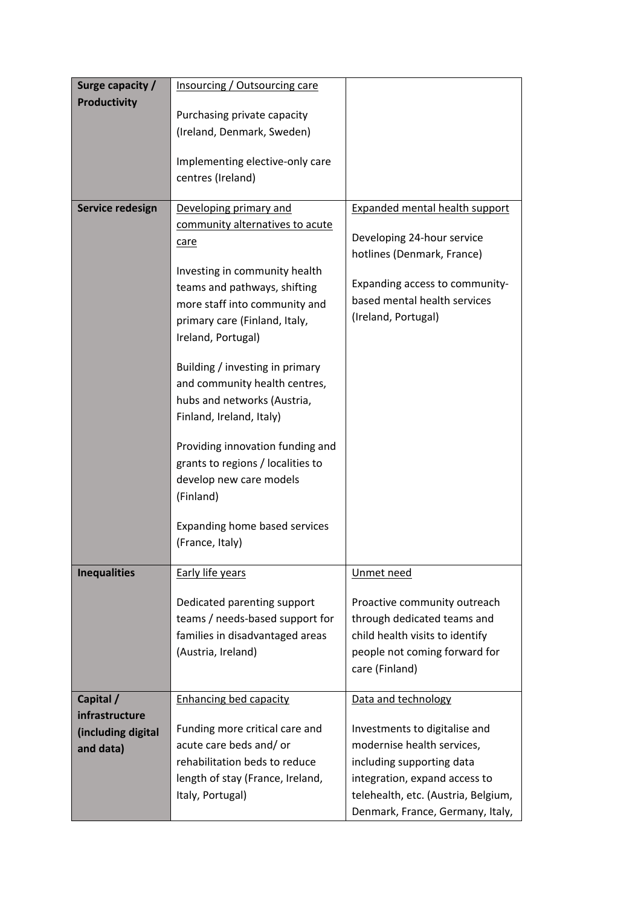| | | |
|---|---|---|
| **Surge capacity / Productivity** | <u>Insourcing / Outsourcing care</u><br><br>Purchasing private capacity (Ireland, Denmark, Sweden)<br><br>Implementing elective-only care centres (Ireland) | |
| **Service redesign** | <u>Developing primary and community alternatives to acute care</u><br><br>Investing in community health teams and pathways, shifting more staff into community and primary care (Finland, Italy, Ireland, Portugal)<br><br>Building / investing in primary and community health centres, hubs and networks (Austria, Finland, Ireland, Italy)<br><br>Providing innovation funding and grants to regions / localities to develop new care models (Finland)<br><br>Expanding home based services (France, Italy) | <u>Expanded mental health support</u><br><br>Developing 24-hour service hotlines (Denmark, France)<br><br>Expanding access to community-based mental health services (Ireland, Portugal) |
| **Inequalities** | <u>Early life years</u><br><br>Dedicated parenting support teams / needs-based support for families in disadvantaged areas (Austria, Ireland) | <u>Unmet need</u><br><br>Proactive community outreach through dedicated teams and child health visits to identify people not coming forward for care (Finland) |
| **Capital / infrastructure (including digital and data)** | <u>Enhancing bed capacity</u><br><br>Funding more critical care and acute care beds and/ or rehabilitation beds to reduce length of stay (France, Ireland, Italy, Portugal) | <u>Data and technology</u><br><br>Investments to digitalise and modernise health services, including supporting data integration, expand access to telehealth, etc. (Austria, Belgium, Denmark, France, Germany, Italy, |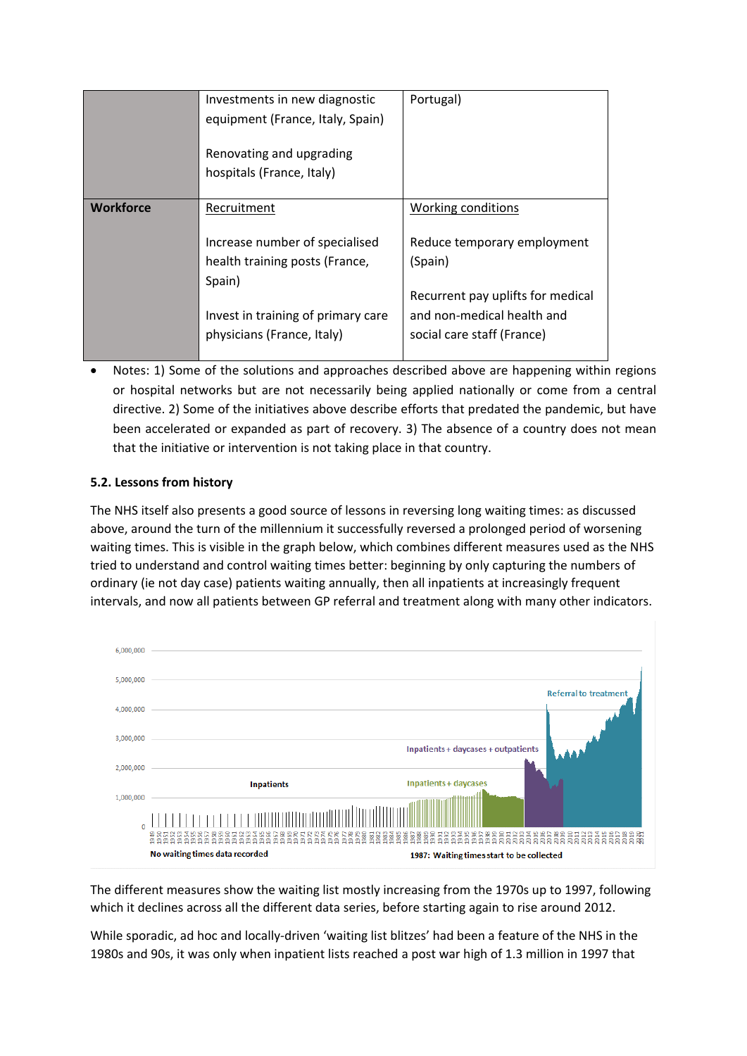|  | Investments in new diagnostic equipment (France, Italy, Spain)<br><br>Renovating and upgrading hospitals (France, Italy) | Portugal) |
|---|---|---|
| **Workforce** | Recruitment<br><br>Increase number of specialised health training posts (France, Spain)<br><br>Invest in training of primary care physicians (France, Italy) | Working conditions<br><br>Reduce temporary employment (Spain)<br><br>Recurrent pay uplifts for medical and non-medical health and social care staff (France) |

- Notes: 1) Some of the solutions and approaches described above are happening within regions or hospital networks but are not necessarily being applied nationally or come from a central directive. 2) Some of the initiatives above describe efforts that predated the pandemic, but have been accelerated or expanded as part of recovery. 3) The absence of a country does not mean that the initiative or intervention is not taking place in that country.

### 5.2. Lessons from history

The NHS itself also presents a good source of lessons in reversing long waiting times: as discussed above, around the turn of the millennium it successfully reversed a prolonged period of worsening waiting times. This is visible in the graph below, which combines different measures used as the NHS tried to understand and control waiting times better: beginning by only capturing the numbers of ordinary (ie not day case) patients waiting annually, then all inpatients at increasingly frequent intervals, and now all patients between GP referral and treatment along with many other indicators.

The different measures show the waiting list mostly increasing from the 1970s up to 1997, following which it declines across all the different data series, before starting again to rise around 2012.

While sporadic, ad hoc and locally-driven 'waiting list blitzes' had been a feature of the NHS in the 1980s and 90s, it was only when inpatient lists reached a post war high of 1.3 million in 1997 that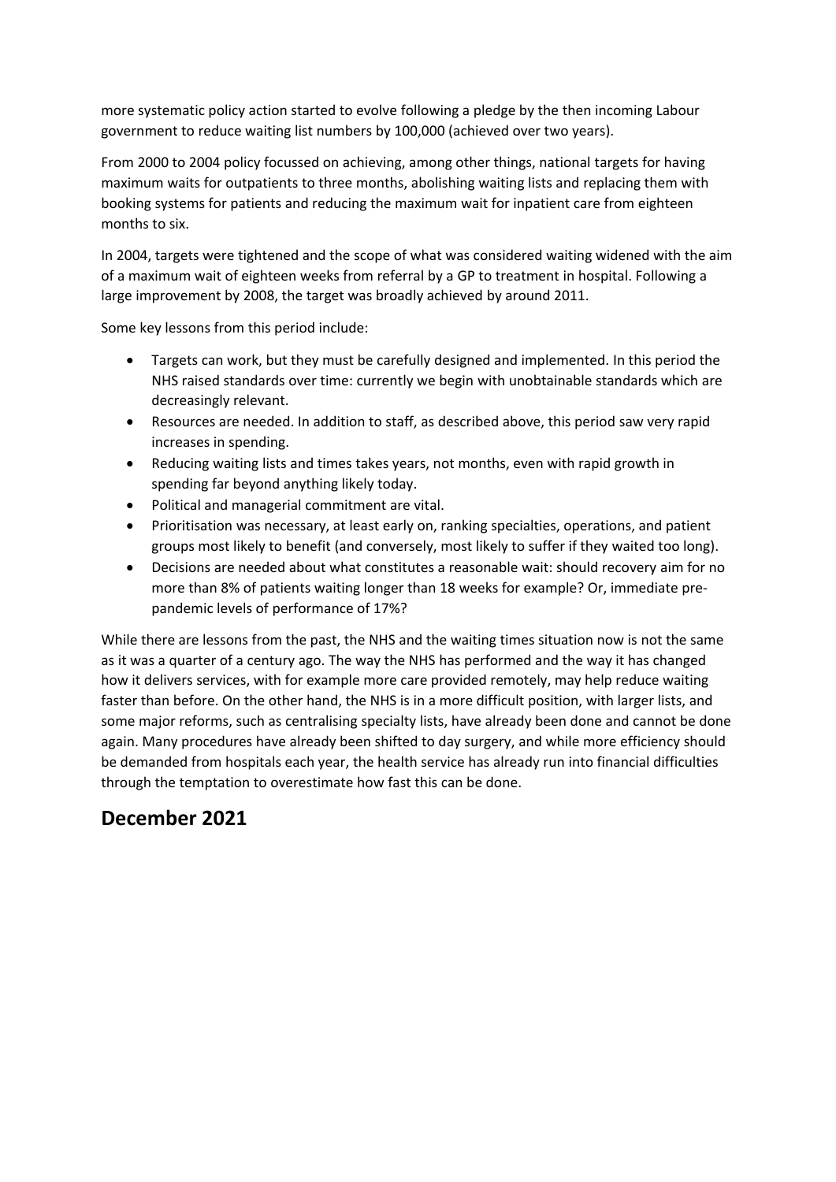more systematic policy action started to evolve following a pledge by the then incoming Labour government to reduce waiting list numbers by 100,000 (achieved over two years).

From 2000 to 2004 policy focussed on achieving, among other things, national targets for having maximum waits for outpatients to three months, abolishing waiting lists and replacing them with booking systems for patients and reducing the maximum wait for inpatient care from eighteen months to six.

In 2004, targets were tightened and the scope of what was considered waiting widened with the aim of a maximum wait of eighteen weeks from referral by a GP to treatment in hospital. Following a large improvement by 2008, the target was broadly achieved by around 2011.

Some key lessons from this period include:

- Targets can work, but they must be carefully designed and implemented. In this period the NHS raised standards over time: currently we begin with unobtainable standards which are decreasingly relevant.
- Resources are needed. In addition to staff, as described above, this period saw very rapid increases in spending.
- Reducing waiting lists and times takes years, not months, even with rapid growth in spending far beyond anything likely today.
- Political and managerial commitment are vital.
- Prioritisation was necessary, at least early on, ranking specialties, operations, and patient groups most likely to benefit (and conversely, most likely to suffer if they waited too long).
- Decisions are needed about what constitutes a reasonable wait: should recovery aim for no more than 8% of patients waiting longer than 18 weeks for example? Or, immediate pre-pandemic levels of performance of 17%?

While there are lessons from the past, the NHS and the waiting times situation now is not the same as it was a quarter of a century ago. The way the NHS has performed and the way it has changed how it delivers services, with for example more care provided remotely, may help reduce waiting faster than before. On the other hand, the NHS is in a more difficult position, with larger lists, and some major reforms, such as centralising specialty lists, have already been done and cannot be done again. Many procedures have already been shifted to day surgery, and while more efficiency should be demanded from hospitals each year, the health service has already run into financial difficulties through the temptation to overestimate how fast this can be done.

## December 2021